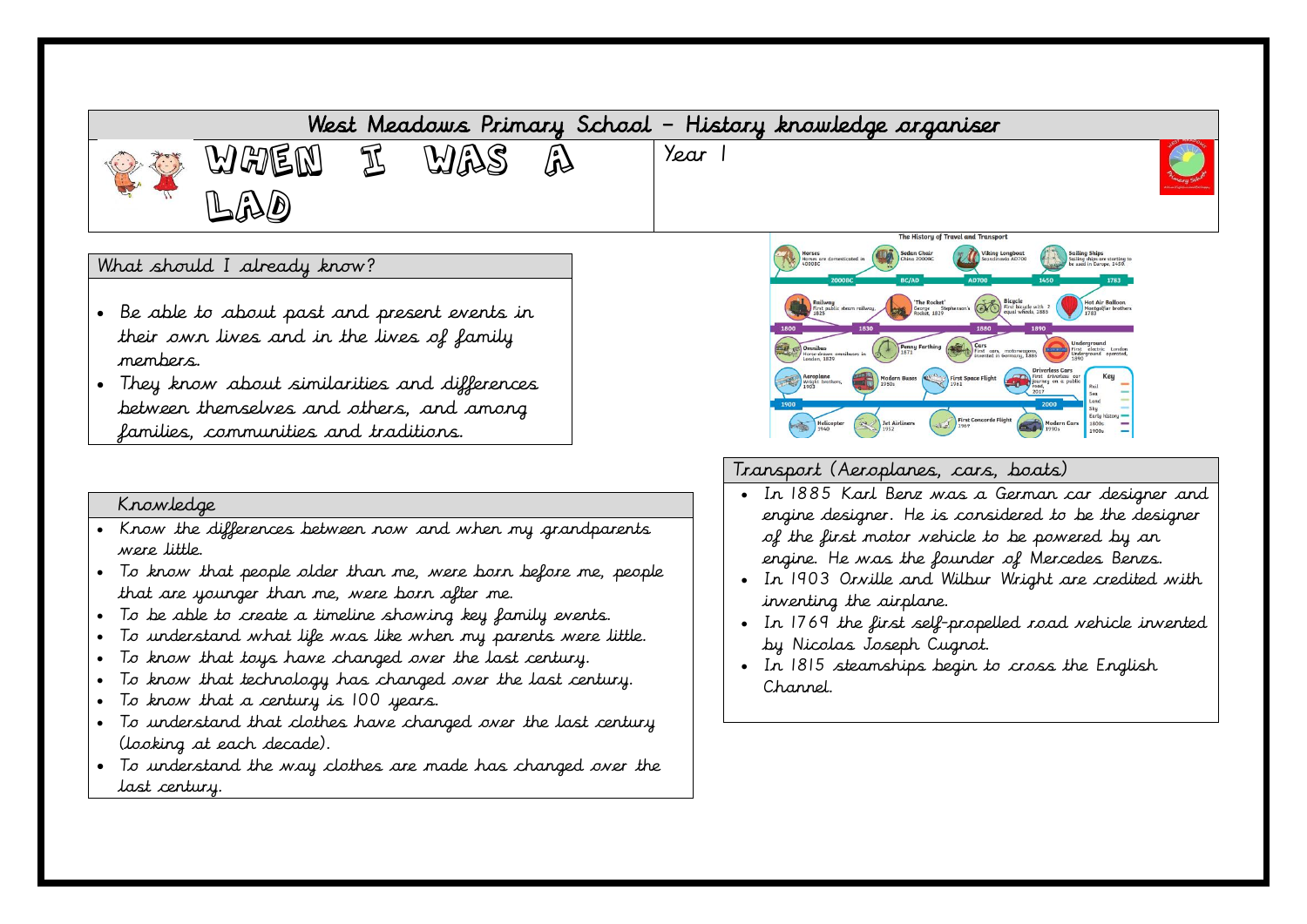# West Meadows Primary School – History knowledge organiser

## WHEN I WAS A LAD

Year 1

## What should I already know?

- Be able to about past and present events in their own lives and in the lives of family members.
- They know about similarities and differences between themselves and others, and among families, communities and traditions.

## Knowledge

- Know the differences between now and when my grandparents were little.
- To know that people older than me, were born before me, people that are younger than me, were born after me.
- To be able to create a timeline showing key family events.
- To understand what life was like when my parents were little.
- To know that toys have changed over the last century.
- To know that technology has changed over the last century.
- To know that a century is 100 years.
- To understand that clothes have changed over the last century (looking at each decade).
- To understand the way clothes are made has changed over the last century.

## The History of Travel and Transport

- Horses – Horses are domesticated in 4000BC
- Sedan Chair – China 2000BC
- Viking Longboat – Scandinavia AD700
- Sailing Ships – Sailing ships are starting to be used in Europe, 1450
- Railway – First public steam railway, 1825
- 'The Rocket' – George Stephenson's Rocket, 1829
- Bicycle – First bicycle with 2 equal wheels, 1885
- Hot Air Balloon – Montgolfier brothers 1783
- Omnibus – Horse-drawn omnibuses in London, 1829
- Penny Farthing – 1871
- Cars – First cars, motorwagons, invented in Germany, 1885
- Underground – First electric London Underground operated, 1890
- Aeroplane – Wright brothers, 1903
- Modern Buses – 1930s
- First Space Flight – 1961
- Driverless Cars – First driverless car journey on a public road, 2017
- Helicopter – 1940
- Jet Airliners – 1952
- First Concorde Flight – 1969
- Modern Cars – 1990s

Timeline markers: 2000BC, BC/AD, AD700, 1450, 1783, 1800, 1830, 1880, 1890, 1900, 2000

Key: Rail, Sea, Land, Sky, Early history, 1800s, 1900s

## Transport (Aeroplanes, cars, boats)

- In 1885 Karl Benz was a German car designer and engine designer. He is considered to be the designer of the first motor vehicle to be powered by an engine. He was the founder of Mercedes Benzs.
- In 1903 Orville and Wilbur Wright are credited with inventing the airplane.
- In 1769 the first self-propelled road vehicle invented by Nicolas Joseph Cugnot.
- In 1815 steamships begin to cross the English Channel.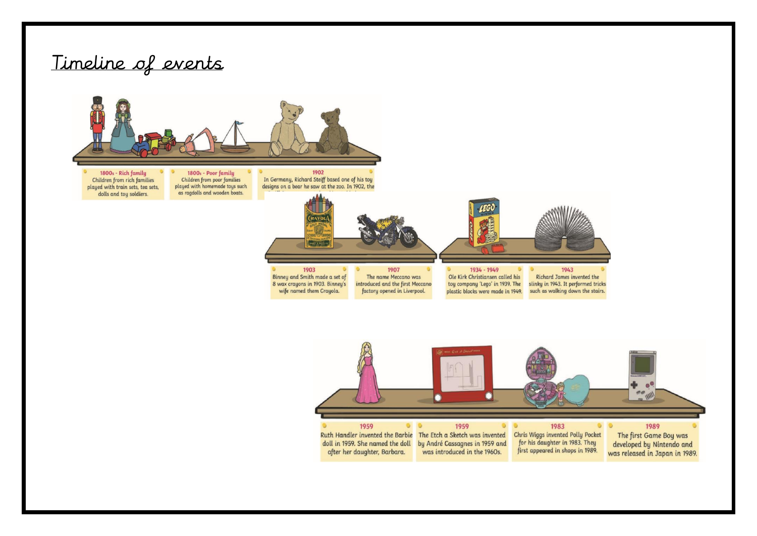# Timeline of events

**1800s - Rich family**
Children from rich families played with train sets, tea sets, dolls and toy soldiers.

**1800s - Poor family**
Children from poor families played with homemade toys such as ragdolls and wooden boats.

**1902**
In Germany, Richard Steiff based one of his toy designs on a bear he saw at the zoo. In 1902, the

**1903**
Binney and Smith made a set of 8 wax crayons in 1903. Binney's wife named them Crayola.

**1907**
The name Meccano was introduced and the first Meccano factory opened in Liverpool.

**1934 - 1949**
Ole Kirk Christiansen called his toy company 'Lego' in 1939. The plastic blocks were made in 1949.

**1943**
Richard James invented the slinky in 1943. It performed tricks such as walking down the stairs.

**1959**
Ruth Handler invented the Barbie doll in 1959. She named the doll after her daughter, Barbara.

**1959**
The Etch a Sketch was invented by André Cassagnes in 1959 and was introduced in the 1960s.

**1983**
Chris Wiggs invented Polly Pocket for his daughter in 1983. They first appeared in shops in 1989.

**1989**
The first Game Boy was developed by Nintendo and was released in Japan in 1989.